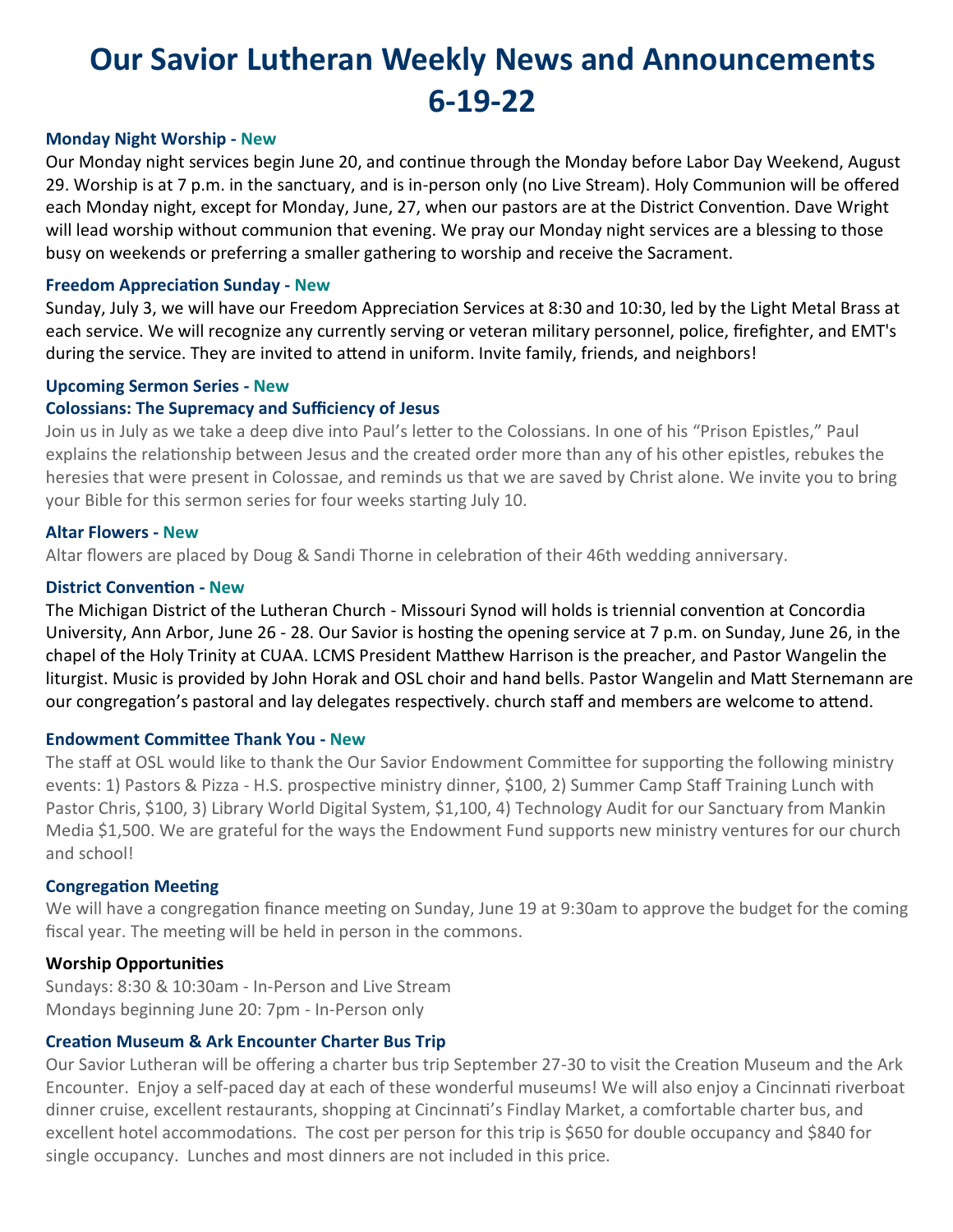# Our Savior Lutheran Weekly News and Announcements 6-19-22

### Monday Night Worship - New

Our Monday night services begin June 20, and continue through the Monday before Labor Day Weekend, August 29. Worship is at 7 p.m. in the sanctuary, and is in-person only (no Live Stream). Holy Communion will be offered each Monday night, except for Monday, June, 27, when our pastors are at the District Convention. Dave Wright will lead worship without communion that evening. We pray our Monday night services are a blessing to those busy on weekends or preferring a smaller gathering to worship and receive the Sacrament.

### Freedom Appreciation Sunday - New

Sunday, July 3, we will have our Freedom Appreciation Services at 8:30 and 10:30, led by the Light Metal Brass at each service. We will recognize any currently serving or veteran military personnel, police, firefighter, and EMT's during the service. They are invited to attend in uniform. Invite family, friends, and neighbors!

### Upcoming Sermon Series - New

### Colossians: The Supremacy and Sufficiency of Jesus

Join us in July as we take a deep dive into Paul's letter to the Colossians. In one of his "Prison Epistles," Paul explains the relationship between Jesus and the created order more than any of his other epistles, rebukes the heresies that were present in Colossae, and reminds us that we are saved by Christ alone. We invite you to bring your Bible for this sermon series for four weeks starting July 10.

### Altar Flowers - New

Altar flowers are placed by Doug & Sandi Thorne in celebration of their 46th wedding anniversary.

### District Convention - New

The Michigan District of the Lutheran Church - Missouri Synod will holds is triennial convention at Concordia University, Ann Arbor, June 26 - 28. Our Savior is hosting the opening service at 7 p.m. on Sunday, June 26, in the chapel of the Holy Trinity at CUAA. LCMS President Matthew Harrison is the preacher, and Pastor Wangelin the liturgist. Music is provided by John Horak and OSL choir and hand bells. Pastor Wangelin and Matt Sternemann are our congregation's pastoral and lay delegates respectively. church staff and members are welcome to attend.

### Endowment Committee Thank You - New

The staff at OSL would like to thank the Our Savior Endowment Committee for supporting the following ministry events: 1) Pastors & Pizza - H.S. prospective ministry dinner, $100, 2) Summer Camp Staff Training Lunch with Pastor Chris, $100, 3) Library World Digital System, $1,100, 4) Technology Audit for our Sanctuary from Mankin Media $1,500. We are grateful for the ways the Endowment Fund supports new ministry ventures for our church and school!

### Congregation Meeting

We will have a congregation finance meeting on Sunday, June 19 at 9:30am to approve the budget for the coming fiscal year. The meeting will be held in person in the commons.

### Worship Opportunities

Sundays: 8:30 & 10:30am - In-Person and Live Stream
Mondays beginning June 20: 7pm - In-Person only

### Creation Museum & Ark Encounter Charter Bus Trip

Our Savior Lutheran will be offering a charter bus trip September 27-30 to visit the Creation Museum and the Ark Encounter. Enjoy a self-paced day at each of these wonderful museums! We will also enjoy a Cincinnati riverboat dinner cruise, excellent restaurants, shopping at Cincinnati's Findlay Market, a comfortable charter bus, and excellent hotel accommodations. The cost per person for this trip is $650 for double occupancy and $840 for single occupancy. Lunches and most dinners are not included in this price.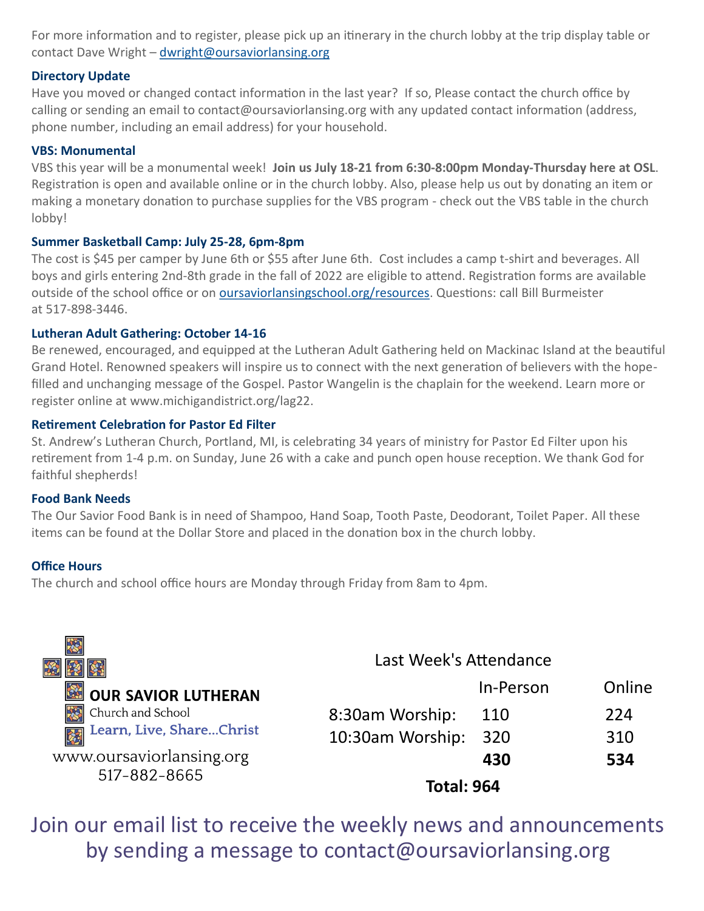For more information and to register, please pick up an itinerary in the church lobby at the trip display table or contact Dave Wright – dwright@oursaviorlansing.org

### Directory Update

Have you moved or changed contact information in the last year? If so, Please contact the church office by calling or sending an email to contact@oursaviorlansing.org with any updated contact information (address, phone number, including an email address) for your household.

### VBS: Monumental

VBS this year will be a monumental week! **Join us July 18-21 from 6:30-8:00pm Monday-Thursday here at OSL**. Registration is open and available online or in the church lobby. Also, please help us out by donating an item or making a monetary donation to purchase supplies for the VBS program - check out the VBS table in the church lobby!

### Summer Basketball Camp: July 25-28, 6pm-8pm

The cost is $45 per camper by June 6th or $55 after June 6th. Cost includes a camp t-shirt and beverages. All boys and girls entering 2nd-8th grade in the fall of 2022 are eligible to attend. Registration forms are available outside of the school office or on oursaviorlansingschool.org/resources. Questions: call Bill Burmeister at 517-898-3446.

### Lutheran Adult Gathering: October 14-16

Be renewed, encouraged, and equipped at the Lutheran Adult Gathering held on Mackinac Island at the beautiful Grand Hotel. Renowned speakers will inspire us to connect with the next generation of believers with the hope-filled and unchanging message of the Gospel. Pastor Wangelin is the chaplain for the weekend. Learn more or register online at www.michigandistrict.org/lag22.

### Retirement Celebration for Pastor Ed Filter

St. Andrew's Lutheran Church, Portland, MI, is celebrating 34 years of ministry for Pastor Ed Filter upon his retirement from 1-4 p.m. on Sunday, June 26 with a cake and punch open house reception. We thank God for faithful shepherds!

### Food Bank Needs

The Our Savior Food Bank is in need of Shampoo, Hand Soap, Tooth Paste, Deodorant, Toilet Paper. All these items can be found at the Dollar Store and placed in the donation box in the church lobby.

### Office Hours

The church and school office hours are Monday through Friday from 8am to 4pm.

**OUR SAVIOR LUTHERAN**
Church and School
Learn, Live, Share...Christ
www.oursaviorlansing.org
517-882-8665

Last Week's Attendance

| | In-Person | Online |
|---|---|---|
| 8:30am Worship: | 110 | 224 |
| 10:30am Worship: | 320 | 310 |
| | **430** | **534** |

**Total: 964**

Join our email list to receive the weekly news and announcements by sending a message to contact@oursaviorlansing.org